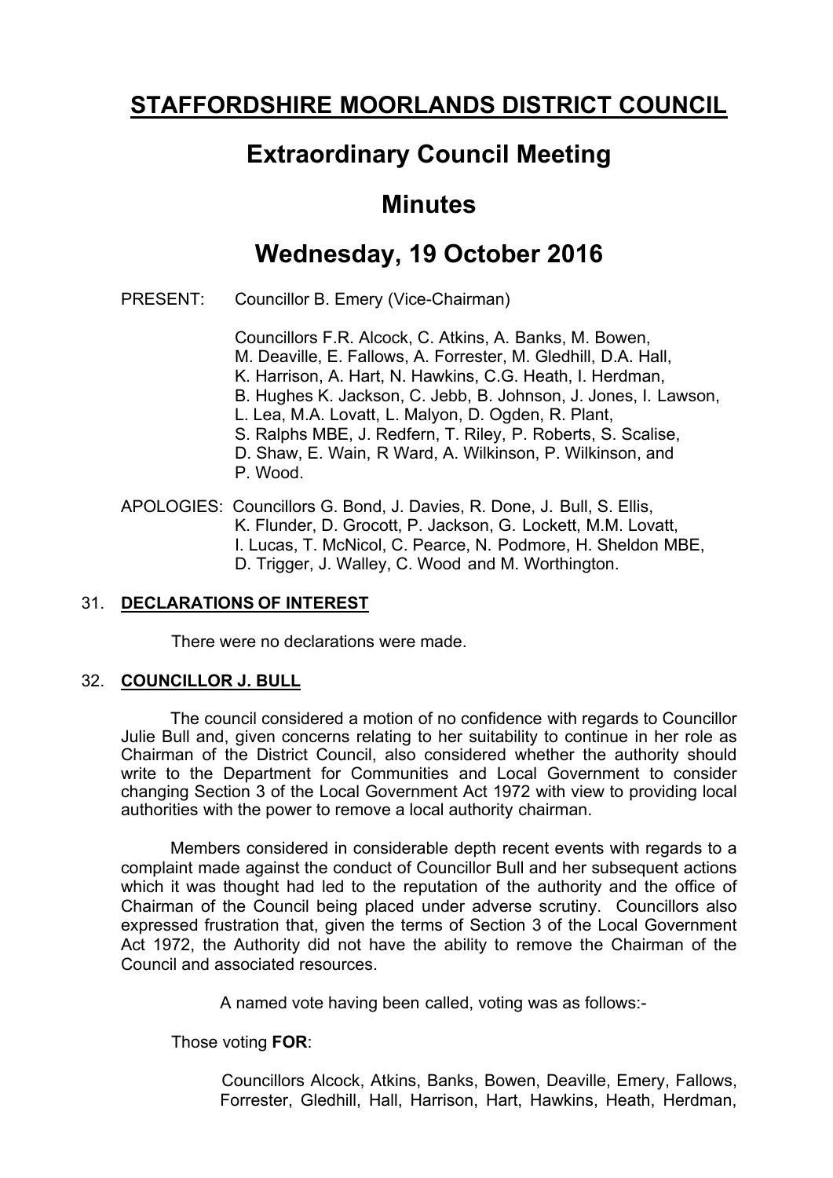# STAFFORDSHIRE MOORLANDS DISTRICT COUNCIL

## Extraordinary Council Meeting

## Minutes

## Wednesday, 19 October 2016

PRESENT: Councillor B. Emery (Vice-Chairman)

Councillors F.R. Alcock, C. Atkins, A. Banks, M. Bowen, M. Deaville, E. Fallows, A. Forrester, M. Gledhill, D.A. Hall, K. Harrison, A. Hart, N. Hawkins, C.G. Heath, I. Herdman, B. Hughes K. Jackson, C. Jebb, B. Johnson, J. Jones, I. Lawson, L. Lea, M.A. Lovatt, L. Malyon, D. Ogden, R. Plant, S. Ralphs MBE, J. Redfern, T. Riley, P. Roberts, S. Scalise, D. Shaw, E. Wain, R Ward, A. Wilkinson, P. Wilkinson, and P. Wood.

APOLOGIES: Councillors G. Bond, J. Davies, R. Done, J. Bull, S. Ellis, K. Flunder, D. Grocott, P. Jackson, G. Lockett, M.M. Lovatt, I. Lucas, T. McNicol, C. Pearce, N. Podmore, H. Sheldon MBE, D. Trigger, J. Walley, C. Wood and M. Worthington.

31. **DECLARATIONS OF INTEREST**

There were no declarations were made.

32. **COUNCILLOR J. BULL**

The council considered a motion of no confidence with regards to Councillor Julie Bull and, given concerns relating to her suitability to continue in her role as Chairman of the District Council, also considered whether the authority should write to the Department for Communities and Local Government to consider changing Section 3 of the Local Government Act 1972 with view to providing local authorities with the power to remove a local authority chairman.

Members considered in considerable depth recent events with regards to a complaint made against the conduct of Councillor Bull and her subsequent actions which it was thought had led to the reputation of the authority and the office of Chairman of the Council being placed under adverse scrutiny. Councillors also expressed frustration that, given the terms of Section 3 of the Local Government Act 1972, the Authority did not have the ability to remove the Chairman of the Council and associated resources.

A named vote having been called, voting was as follows:-

Those voting **FOR**:

Councillors Alcock, Atkins, Banks, Bowen, Deaville, Emery, Fallows, Forrester, Gledhill, Hall, Harrison, Hart, Hawkins, Heath, Herdman,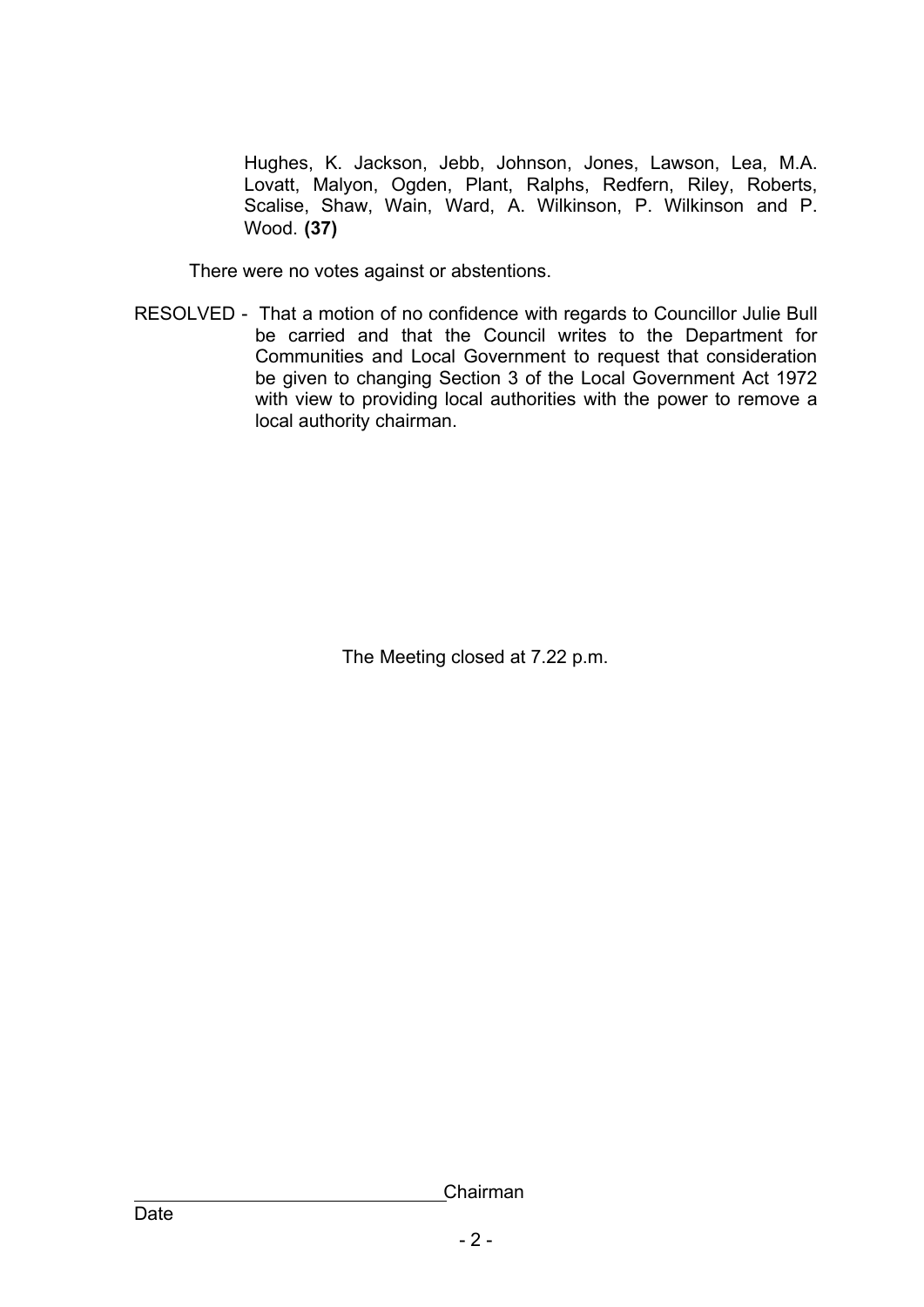Hughes, K. Jackson, Jebb, Johnson, Jones, Lawson, Lea, M.A. Lovatt, Malyon, Ogden, Plant, Ralphs, Redfern, Riley, Roberts, Scalise, Shaw, Wain, Ward, A. Wilkinson, P. Wilkinson and P. Wood. **(37)**

There were no votes against or abstentions.

RESOLVED - That a motion of no confidence with regards to Councillor Julie Bull be carried and that the Council writes to the Department for Communities and Local Government to request that consideration be given to changing Section 3 of the Local Government Act 1972 with view to providing local authorities with the power to remove a local authority chairman.

The Meeting closed at 7.22 p.m.

\_\_\_\_\_\_\_\_\_\_\_\_\_\_\_\_\_\_\_\_\_\_\_\_\_\_\_\_\_\_Chairman

Date